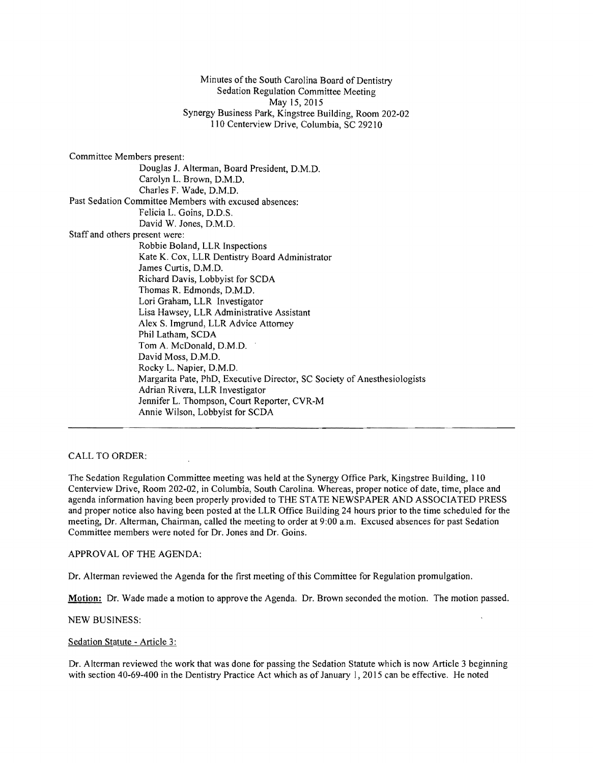Minutes of the South Carolina Board of Dentistry
Sedation Regulation Committee Meeting
May 15, 2015
Synergy Business Park, Kingstree Building, Room 202-02
110 Centerview Drive, Columbia, SC 29210

Committee Members present:
- Douglas J. Alterman, Board President, D.M.D.
- Carolyn L. Brown, D.M.D.
- Charles F. Wade, D.M.D.

Past Sedation Committee Members with excused absences:
- Felicia L. Goins, D.D.S.
- David W. Jones, D.M.D.

Staff and others present were:
- Robbie Boland, LLR Inspections
- Kate K. Cox, LLR Dentistry Board Administrator
- James Curtis, D.M.D.
- Richard Davis, Lobbyist for SCDA
- Thomas R. Edmonds, D.M.D.
- Lori Graham, LLR Investigator
- Lisa Hawsey, LLR Administrative Assistant
- Alex S. Imgrund, LLR Advice Attorney
- Phil Latham, SCDA
- Tom A. McDonald, D.M.D.
- David Moss, D.M.D.
- Rocky L. Napier, D.M.D.
- Margarita Pate, PhD, Executive Director, SC Society of Anesthesiologists
- Adrian Rivera, LLR Investigator
- Jennifer L. Thompson, Court Reporter, CVR-M
- Annie Wilson, Lobbyist for SCDA

---

CALL TO ORDER:

The Sedation Regulation Committee meeting was held at the Synergy Office Park, Kingstree Building, 110 Centerview Drive, Room 202-02, in Columbia, South Carolina. Whereas, proper notice of date, time, place and agenda information having been properly provided to THE STATE NEWSPAPER AND ASSOCIATED PRESS and proper notice also having been posted at the LLR Office Building 24 hours prior to the time scheduled for the meeting, Dr. Alterman, Chairman, called the meeting to order at 9:00 a.m. Excused absences for past Sedation Committee members were noted for Dr. Jones and Dr. Goins.

APPROVAL OF THE AGENDA:

Dr. Alterman reviewed the Agenda for the first meeting of this Committee for Regulation promulgation.

**Motion:** Dr. Wade made a motion to approve the Agenda. Dr. Brown seconded the motion. The motion passed.

NEW BUSINESS:

Sedation Statute - Article 3:

Dr. Alterman reviewed the work that was done for passing the Sedation Statute which is now Article 3 beginning with section 40-69-400 in the Dentistry Practice Act which as of January 1, 2015 can be effective. He noted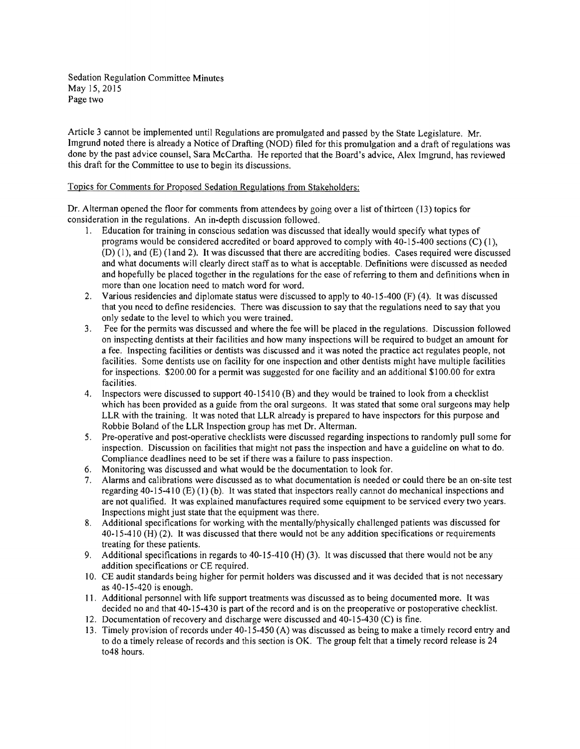Article 3 cannot be implemented until Regulations are promulgated and passed by the State Legislature. Mr. Imgrund noted there is already a Notice of Drafting (NOD) filed for this promulgation and a draft of regulations was done by the past advice counsel, Sara McCartha. He reported that the Board's advice, Alex Imgrund, has reviewed this draft for the Committee to use to begin its discussions.

Topics for Comments for Proposed Sedation Regulations from Stakeholders:

Dr. Alterman opened the floor for comments from attendees by going over a list of thirteen (13) topics for consideration in the regulations. An in-depth discussion followed.

1. Education for training in conscious sedation was discussed that ideally would specify what types of programs would be considered accredited or board approved to comply with 40-15-400 sections (C) (1), (D) (1), and (E) (1and 2). It was discussed that there are accrediting bodies. Cases required were discussed and what documents will clearly direct staff as to what is acceptable. Definitions were discussed as needed and hopefully be placed together in the regulations for the ease of referring to them and definitions when in more than one location need to match word for word.
2. Various residencies and diplomate status were discussed to apply to 40-15-400 (F) (4). It was discussed that you need to define residencies. There was discussion to say that the regulations need to say that you only sedate to the level to which you were trained.
3. Fee for the permits was discussed and where the fee will be placed in the regulations. Discussion followed on inspecting dentists at their facilities and how many inspections will be required to budget an amount for a fee. Inspecting facilities or dentists was discussed and it was noted the practice act regulates people, not facilities. Some dentists use on facility for one inspection and other dentists might have multiple facilities for inspections. $200.00 for a permit was suggested for one facility and an additional $100.00 for extra facilities.
4. Inspectors were discussed to support 40-15410 (B) and they would be trained to look from a checklist which has been provided as a guide from the oral surgeons. It was stated that some oral surgeons may help LLR with the training. It was noted that LLR already is prepared to have inspectors for this purpose and Robbie Boland of the LLR Inspection group has met Dr. Alterman.
5. Pre-operative and post-operative checklists were discussed regarding inspections to randomly pull some for inspection. Discussion on facilities that might not pass the inspection and have a guideline on what to do. Compliance deadlines need to be set if there was a failure to pass inspection.
6. Monitoring was discussed and what would be the documentation to look for.
7. Alarms and calibrations were discussed as to what documentation is needed or could there be an on-site test regarding 40-15-410 (E) (1) (b). It was stated that inspectors really cannot do mechanical inspections and are not qualified. It was explained manufactures required some equipment to be serviced every two years. Inspections might just state that the equipment was there.
8. Additional specifications for working with the mentally/physically challenged patients was discussed for 40-15-410 (H) (2). It was discussed that there would not be any addition specifications or requirements treating for these patients.
9. Additional specifications in regards to 40-15-410 (H) (3). It was discussed that there would not be any addition specifications or CE required.
10. CE audit standards being higher for permit holders was discussed and it was decided that is not necessary as 40-15-420 is enough.
11. Additional personnel with life support treatments was discussed as to being documented more. It was decided no and that 40-15-430 is part of the record and is on the preoperative or postoperative checklist.
12. Documentation of recovery and discharge were discussed and 40-15-430 (C) is fine.
13. Timely provision of records under 40-15-450 (A) was discussed as being to make a timely record entry and to do a timely release of records and this section is OK. The group felt that a timely record release is 24 to48 hours.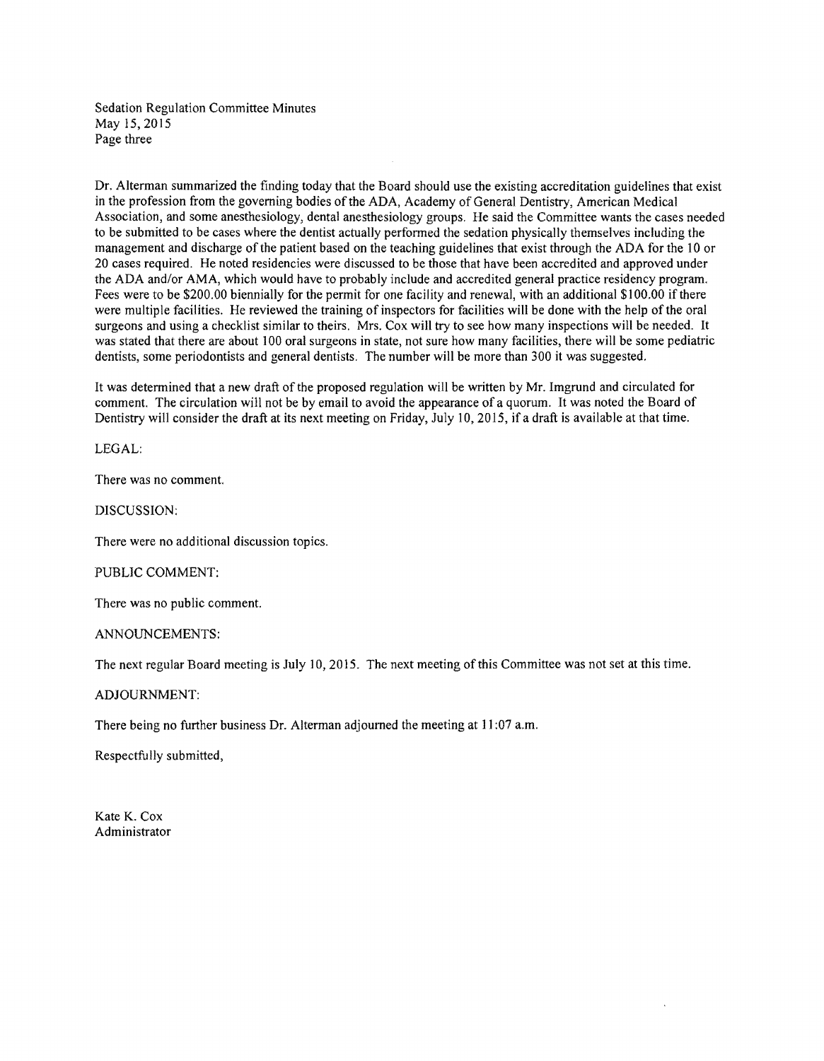Dr. Alterman summarized the finding today that the Board should use the existing accreditation guidelines that exist in the profession from the governing bodies of the ADA, Academy of General Dentistry, American Medical Association, and some anesthesiology, dental anesthesiology groups. He said the Committee wants the cases needed to be submitted to be cases where the dentist actually performed the sedation physically themselves including the management and discharge of the patient based on the teaching guidelines that exist through the ADA for the 10 or 20 cases required. He noted residencies were discussed to be those that have been accredited and approved under the ADA and/or AMA, which would have to probably include and accredited general practice residency program. Fees were to be $200.00 biennially for the permit for one facility and renewal, with an additional $100.00 if there were multiple facilities. He reviewed the training of inspectors for facilities will be done with the help of the oral surgeons and using a checklist similar to theirs. Mrs. Cox will try to see how many inspections will be needed. It was stated that there are about 100 oral surgeons in state, not sure how many facilities, there will be some pediatric dentists, some periodontists and general dentists. The number will be more than 300 it was suggested.

It was determined that a new draft of the proposed regulation will be written by Mr. Imgrund and circulated for comment. The circulation will not be by email to avoid the appearance of a quorum. It was noted the Board of Dentistry will consider the draft at its next meeting on Friday, July 10, 2015, if a draft is available at that time.

LEGAL:

There was no comment.

DISCUSSION:

There were no additional discussion topics.

PUBLIC COMMENT:

There was no public comment.

ANNOUNCEMENTS:

The next regular Board meeting is July 10, 2015. The next meeting of this Committee was not set at this time.

ADJOURNMENT:

There being no further business Dr. Alterman adjourned the meeting at 11:07 a.m.

Respectfully submitted,

Kate K. Cox
Administrator